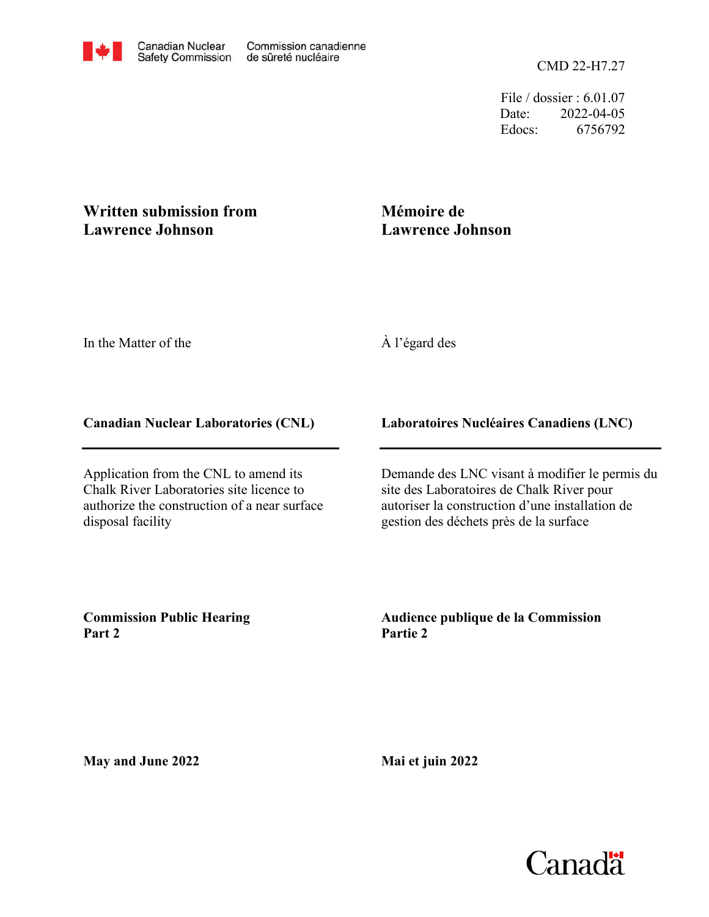Canadian Nuclear Safety Commission / Commission canadienne de sûreté nucléaire

CMD 22-H7.27

File / dossier : 6.01.07
Date: 2022-04-05
Edocs: 6756792

**Written submission from Lawrence Johnson**

**Mémoire de Lawrence Johnson**

In the Matter of the

À l'égard des

**Canadian Nuclear Laboratories (CNL)**

**Laboratoires Nucléaires Canadiens (LNC)**

Application from the CNL to amend its Chalk River Laboratories site licence to authorize the construction of a near surface disposal facility

Demande des LNC visant à modifier le permis du site des Laboratoires de Chalk River pour autoriser la construction d'une installation de gestion des déchets près de la surface

**Commission Public Hearing Part 2**

**Audience publique de la Commission Partie 2**

**May and June 2022**

**Mai et juin 2022**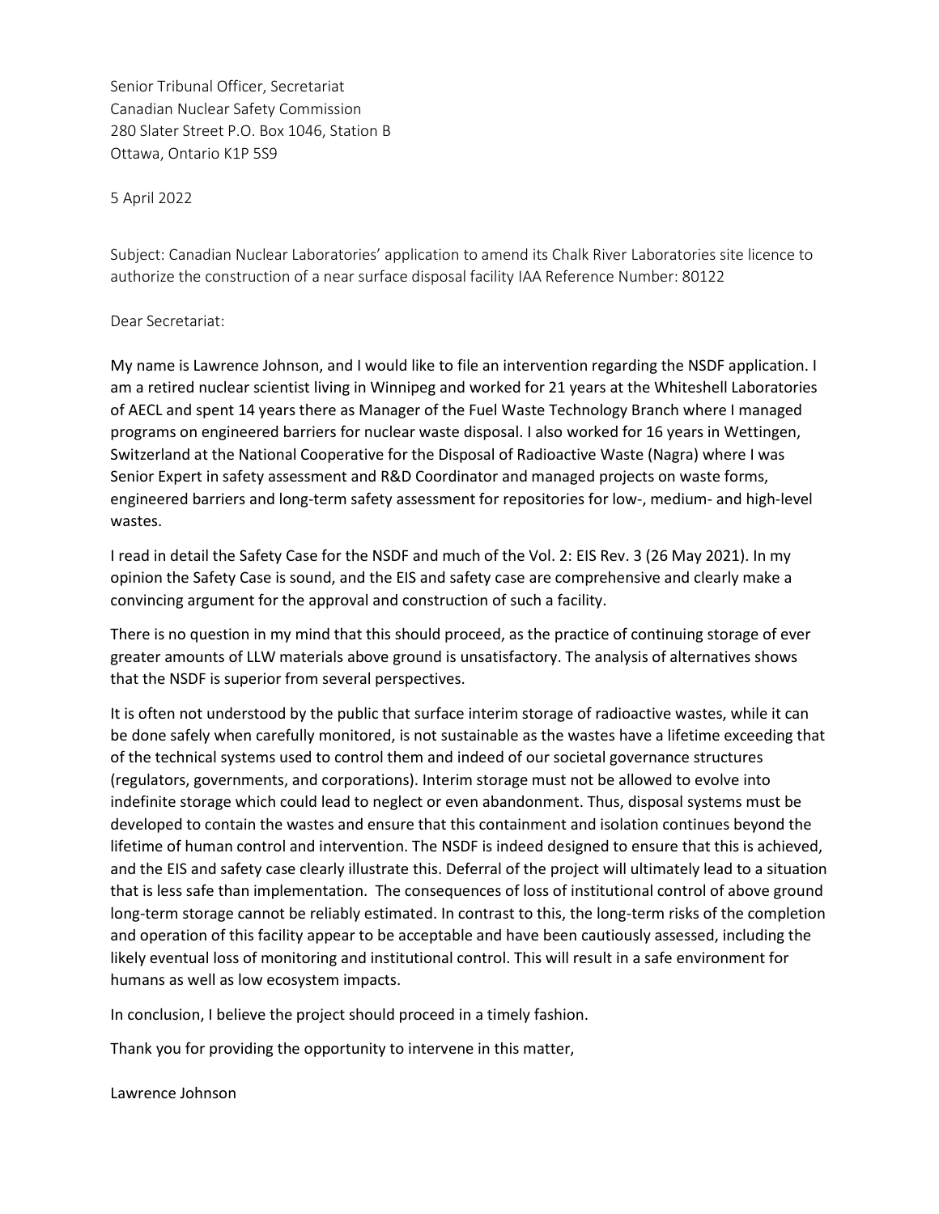Senior Tribunal Officer, Secretariat
Canadian Nuclear Safety Commission
280 Slater Street P.O. Box 1046, Station B
Ottawa, Ontario K1P 5S9

5 April 2022

Subject: Canadian Nuclear Laboratories' application to amend its Chalk River Laboratories site licence to authorize the construction of a near surface disposal facility IAA Reference Number: 80122

Dear Secretariat:

My name is Lawrence Johnson, and I would like to file an intervention regarding the NSDF application. I am a retired nuclear scientist living in Winnipeg and worked for 21 years at the Whiteshell Laboratories of AECL and spent 14 years there as Manager of the Fuel Waste Technology Branch where I managed programs on engineered barriers for nuclear waste disposal. I also worked for 16 years in Wettingen, Switzerland at the National Cooperative for the Disposal of Radioactive Waste (Nagra) where I was Senior Expert in safety assessment and R&D Coordinator and managed projects on waste forms, engineered barriers and long-term safety assessment for repositories for low-, medium- and high-level wastes.

I read in detail the Safety Case for the NSDF and much of the Vol. 2: EIS Rev. 3 (26 May 2021). In my opinion the Safety Case is sound, and the EIS and safety case are comprehensive and clearly make a convincing argument for the approval and construction of such a facility.

There is no question in my mind that this should proceed, as the practice of continuing storage of ever greater amounts of LLW materials above ground is unsatisfactory. The analysis of alternatives shows that the NSDF is superior from several perspectives.

It is often not understood by the public that surface interim storage of radioactive wastes, while it can be done safely when carefully monitored, is not sustainable as the wastes have a lifetime exceeding that of the technical systems used to control them and indeed of our societal governance structures (regulators, governments, and corporations). Interim storage must not be allowed to evolve into indefinite storage which could lead to neglect or even abandonment. Thus, disposal systems must be developed to contain the wastes and ensure that this containment and isolation continues beyond the lifetime of human control and intervention. The NSDF is indeed designed to ensure that this is achieved, and the EIS and safety case clearly illustrate this. Deferral of the project will ultimately lead to a situation that is less safe than implementation. The consequences of loss of institutional control of above ground long-term storage cannot be reliably estimated. In contrast to this, the long-term risks of the completion and operation of this facility appear to be acceptable and have been cautiously assessed, including the likely eventual loss of monitoring and institutional control. This will result in a safe environment for humans as well as low ecosystem impacts.

In conclusion, I believe the project should proceed in a timely fashion.

Thank you for providing the opportunity to intervene in this matter,

Lawrence Johnson